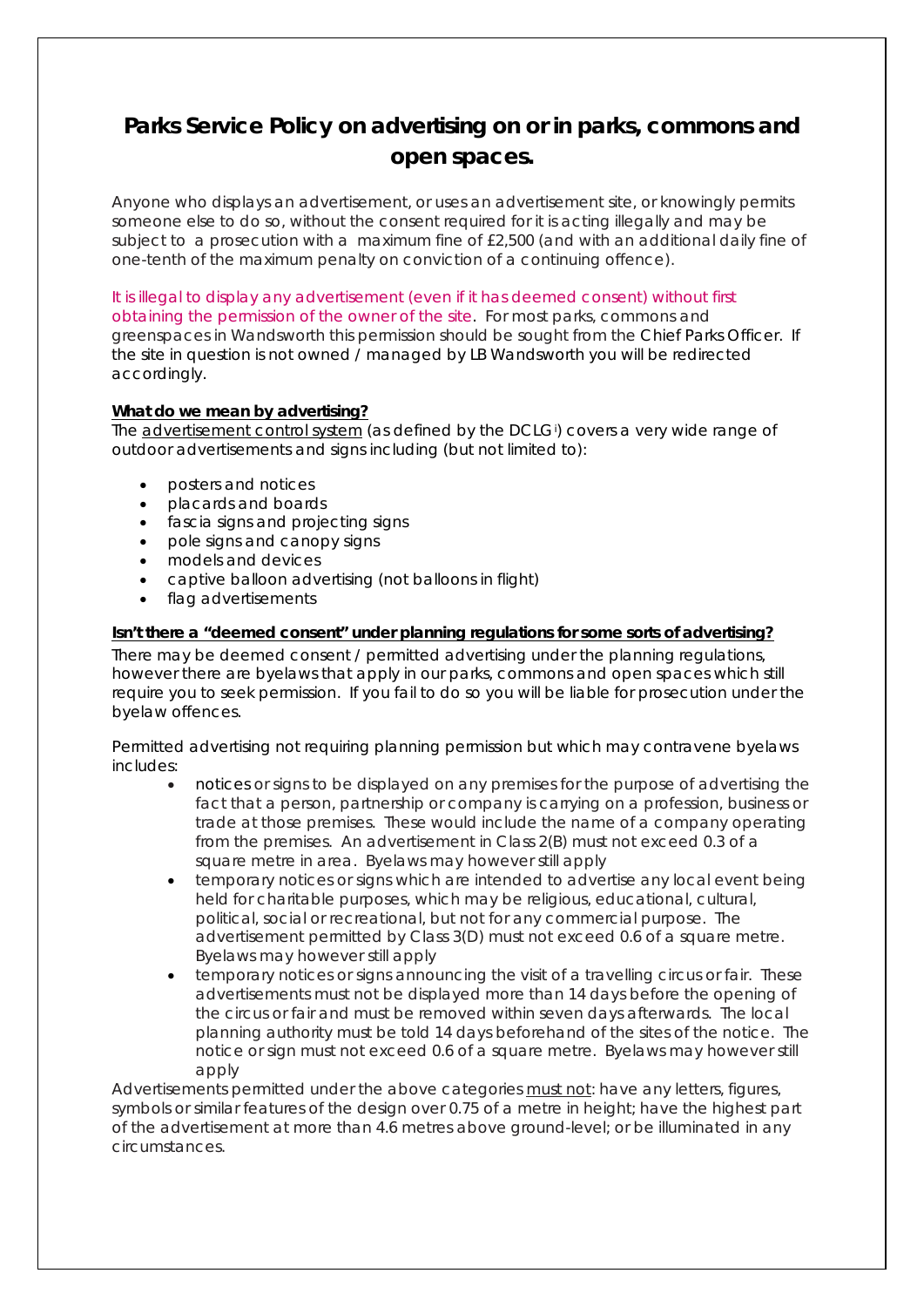# Parks Service Policy on advertising on or in parks, commons and open spaces.

Anyone who displays an advertisement, or uses an advertisement site, or knowingly permits someone else to do so, without the consent required for it is acting illegally and may be subject to a prosecution with a maximum fine of £2,500 (and with an additional daily fine of one-tenth of the maximum penalty on conviction of a continuing offence).

It is illegal to display any advertisement (even if it has deemed consent) without first obtaining the permission of the owner of the site. For most parks, commons and greenspaces in Wandsworth this permission should be sought from the Chief Parks Officer. If the site in question is not owned / managed by LB Wandsworth you will be redirected accordingly.

**What do we mean by advertising?**

The advertisement control system (as defined by the DCLG [i]) covers a very wide range of outdoor advertisements and signs including (but not limited to):

- posters and notices
- placards and boards
- fascia signs and projecting signs
- pole signs and canopy signs
- models and devices
- captive balloon advertising (not balloons in flight)
- flag advertisements

**Isn't there a "deemed consent" under planning regulations for some sorts of advertising?**

There may be deemed consent / permitted advertising under the planning regulations, however there are byelaws that apply in our parks, commons and open spaces which still require you to seek permission. If you fail to do so you will be liable for prosecution under the byelaw offences.

Permitted advertising not requiring planning permission but which may contravene byelaws includes:

- notices or signs to be displayed on any premises for the purpose of advertising the fact that a person, partnership or company is carrying on a profession, business or trade at those premises. These would include the name of a company operating from the premises. An advertisement in Class 2(B) must not exceed 0.3 of a square metre in area. Byelaws may however still apply
- temporary notices or signs which are intended to advertise any local event being held for charitable purposes, which may be religious, educational, cultural, political, social or recreational, but not for any commercial purpose. The advertisement permitted by Class 3(D) must not exceed 0.6 of a square metre. Byelaws may however still apply
- temporary notices or signs announcing the visit of a travelling circus or fair. These advertisements must not be displayed more than 14 days before the opening of the circus or fair and must be removed within seven days afterwards. The local planning authority must be told 14 days beforehand of the sites of the notice. The notice or sign must not exceed 0.6 of a square metre. Byelaws may however still apply

Advertisements permitted under the above categories must not: have any letters, figures, symbols or similar features of the design over 0.75 of a metre in height; have the highest part of the advertisement at more than 4.6 metres above ground-level; or be illuminated in any circumstances.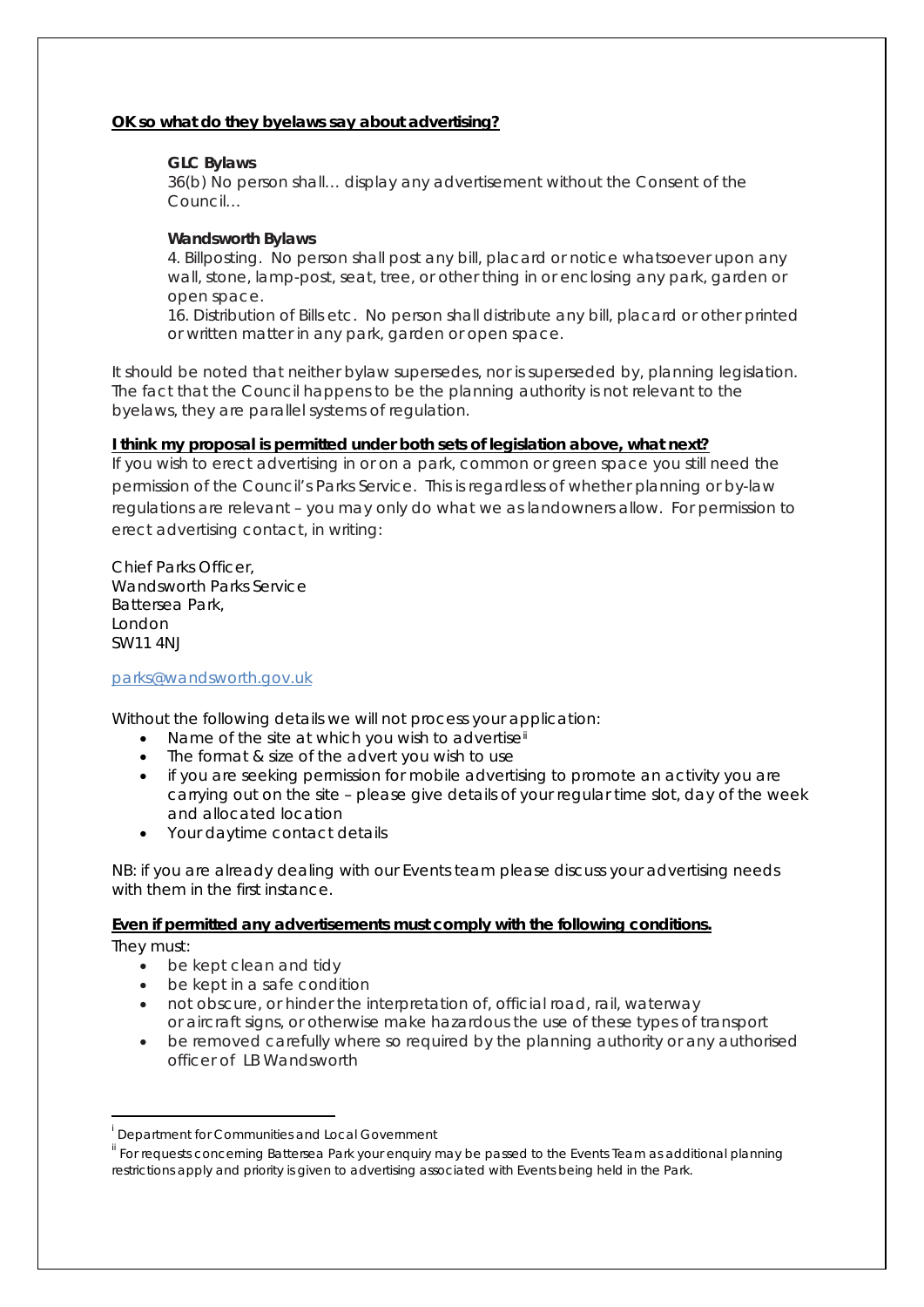**OK so what do they byelaws say about advertising?**

> **GLC Bylaws**
> 36(b) No person shall… display any advertisement without the Consent of the Council…
>
> **Wandsworth Bylaws**
> 4. Billposting. No person shall post any bill, placard or notice whatsoever upon any wall, stone, lamp-post, seat, tree, or other thing in or enclosing any park, garden or open space.
> 16. Distribution of Bills etc. No person shall distribute any bill, placard or other printed or written matter in any park, garden or open space.

It should be noted that neither bylaw supersedes, nor is superseded by, planning legislation. The fact that the Council happens to be the planning authority is not relevant to the byelaws, they are parallel systems of regulation.

**I think my proposal is permitted under both sets of legislation above, what next?**

If you wish to erect advertising in or on a park, common or green space you still need the permission of the Council's Parks Service. This is regardless of whether planning or by-law regulations are relevant – you may only do what we as landowners allow. For permission to erect advertising contact, in writing:

Chief Parks Officer,
Wandsworth Parks Service
Battersea Park,
London
SW11 4NJ

parks@wandsworth.gov.uk

Without the following details we will not process your application:

- Name of the site at which you wish to advertise[ii]
- The format & size of the advert you wish to use
- if you are seeking permission for mobile advertising to promote an activity you are carrying out on the site – please give details of your regular time slot, day of the week and allocated location
- Your daytime contact details

NB: if you are already dealing with our Events team please discuss your advertising needs with them in the first instance.

**Even if permitted any advertisements must comply with the following conditions.**

They must:

- be kept clean and tidy
- be kept in a safe condition
- not obscure, or hinder the interpretation of, official road, rail, waterway or aircraft signs, or otherwise make hazardous the use of these types of transport
- be removed carefully where so required by the planning authority or any authorised officer of LB Wandsworth

---

[i] Department for Communities and Local Government

[ii] For requests concerning Battersea Park your enquiry may be passed to the Events Team as additional planning restrictions apply and priority is given to advertising associated with Events being held in the Park.